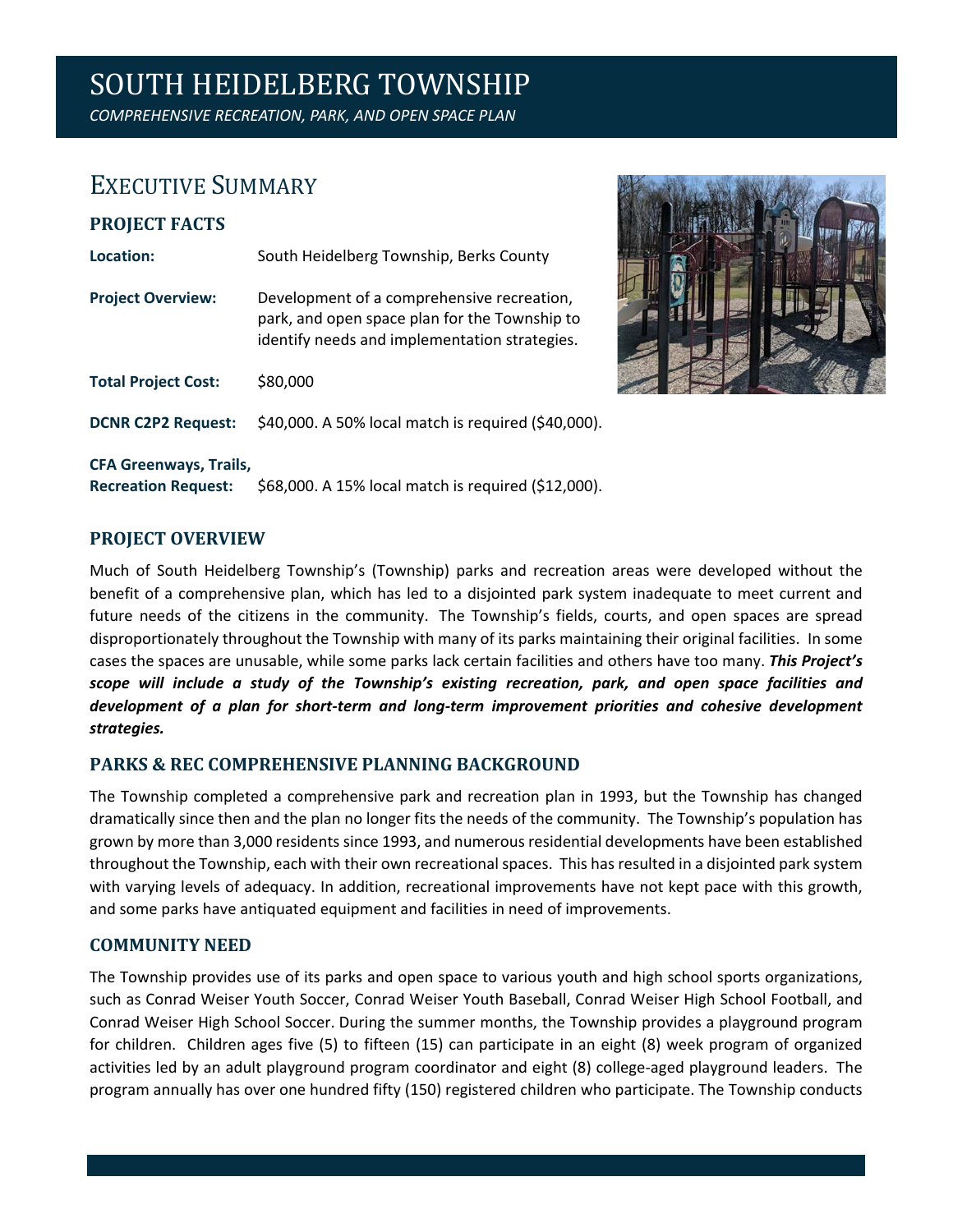# SOUTH HEIDELBERG TOWNSHIP

*COMPREHENSIVE RECREATION, PARK, AND OPEN SPACE PLAN*

## EXECUTIVE SUMMARY

### PROJECT FACTS

**Location:** South Heidelberg Township, Berks County

**Project Overview:** Development of a comprehensive recreation, park, and open space plan for the Township to identify needs and implementation strategies.

**Total Project Cost:** $80,000

**DCNR C2P2 Request:** $40,000. A 50% local match is required ($40,000).

**CFA Greenways, Trails, Recreation Request:** $68,000. A 15% local match is required ($12,000).

### PROJECT OVERVIEW

Much of South Heidelberg Township's (Township) parks and recreation areas were developed without the benefit of a comprehensive plan, which has led to a disjointed park system inadequate to meet current and future needs of the citizens in the community. The Township's fields, courts, and open spaces are spread disproportionately throughout the Township with many of its parks maintaining their original facilities. In some cases the spaces are unusable, while some parks lack certain facilities and others have too many. ***This Project's scope will include a study of the Township's existing recreation, park, and open space facilities and development of a plan for short-term and long-term improvement priorities and cohesive development strategies.***

### PARKS & REC COMPREHENSIVE PLANNING BACKGROUND

The Township completed a comprehensive park and recreation plan in 1993, but the Township has changed dramatically since then and the plan no longer fits the needs of the community. The Township's population has grown by more than 3,000 residents since 1993, and numerous residential developments have been established throughout the Township, each with their own recreational spaces. This has resulted in a disjointed park system with varying levels of adequacy. In addition, recreational improvements have not kept pace with this growth, and some parks have antiquated equipment and facilities in need of improvements.

### COMMUNITY NEED

The Township provides use of its parks and open space to various youth and high school sports organizations, such as Conrad Weiser Youth Soccer, Conrad Weiser Youth Baseball, Conrad Weiser High School Football, and Conrad Weiser High School Soccer. During the summer months, the Township provides a playground program for children. Children ages five (5) to fifteen (15) can participate in an eight (8) week program of organized activities led by an adult playground program coordinator and eight (8) college-aged playground leaders. The program annually has over one hundred fifty (150) registered children who participate. The Township conducts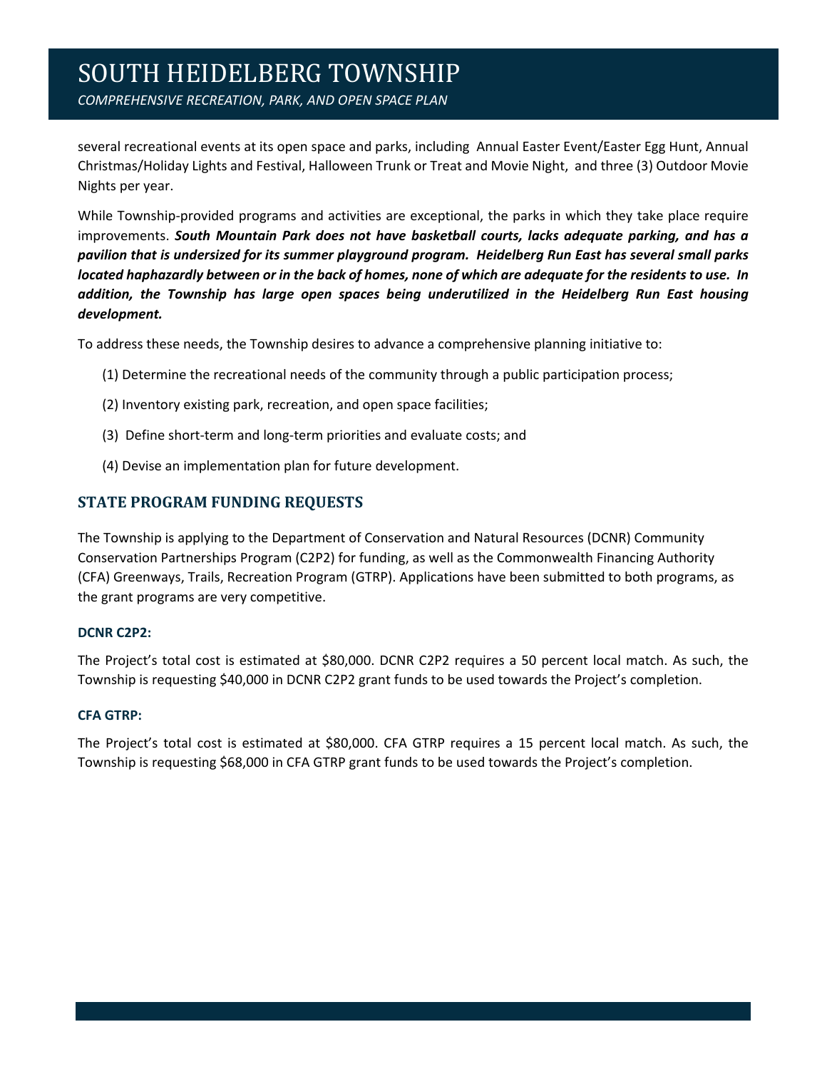several recreational events at its open space and parks, including Annual Easter Event/Easter Egg Hunt, Annual Christmas/Holiday Lights and Festival, Halloween Trunk or Treat and Movie Night, and three (3) Outdoor Movie Nights per year.

While Township-provided programs and activities are exceptional, the parks in which they take place require improvements. ***South Mountain Park does not have basketball courts, lacks adequate parking, and has a pavilion that is undersized for its summer playground program. Heidelberg Run East has several small parks located haphazardly between or in the back of homes, none of which are adequate for the residents to use. In addition, the Township has large open spaces being underutilized in the Heidelberg Run East housing development.***

To address these needs, the Township desires to advance a comprehensive planning initiative to:

(1) Determine the recreational needs of the community through a public participation process;

(2) Inventory existing park, recreation, and open space facilities;

(3) Define short-term and long-term priorities and evaluate costs; and

(4) Devise an implementation plan for future development.

## STATE PROGRAM FUNDING REQUESTS

The Township is applying to the Department of Conservation and Natural Resources (DCNR) Community Conservation Partnerships Program (C2P2) for funding, as well as the Commonwealth Financing Authority (CFA) Greenways, Trails, Recreation Program (GTRP). Applications have been submitted to both programs, as the grant programs are very competitive.

### DCNR C2P2:

The Project's total cost is estimated at $80,000. DCNR C2P2 requires a 50 percent local match. As such, the Township is requesting $40,000 in DCNR C2P2 grant funds to be used towards the Project's completion.

### CFA GTRP:

The Project's total cost is estimated at $80,000. CFA GTRP requires a 15 percent local match. As such, the Township is requesting $68,000 in CFA GTRP grant funds to be used towards the Project's completion.